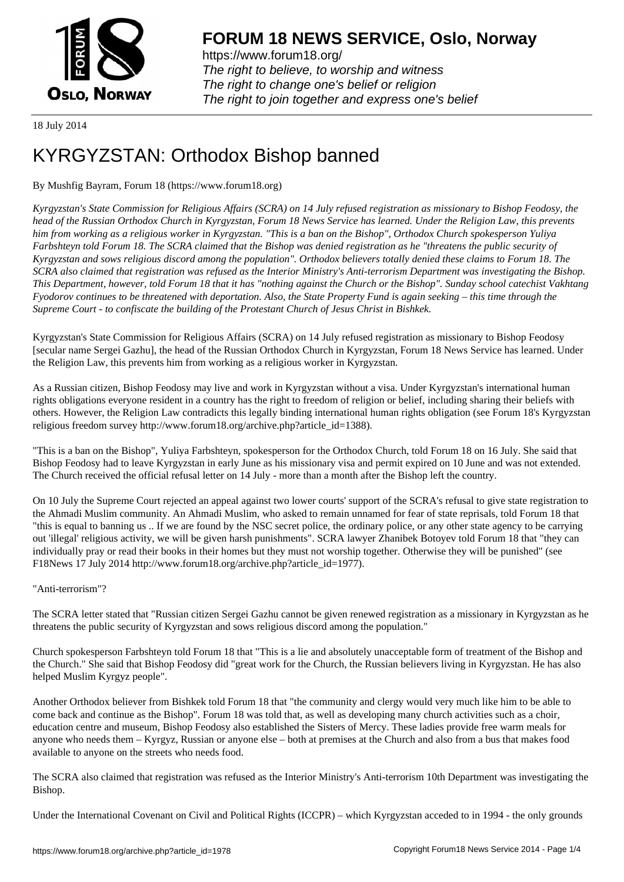# FORUM 18 NEWS SERVICE, Oslo, Norway

https://www.forum18.org/
*The right to believe, to worship and witness*
*The right to change one's belief or religion*
*The right to join together and express one's belief*

18 July 2014

# KYRGYZSTAN: Orthodox Bishop banned

By Mushfig Bayram, Forum 18 (https://www.forum18.org)

*Kyrgyzstan's State Commission for Religious Affairs (SCRA) on 14 July refused registration as missionary to Bishop Feodosy, the head of the Russian Orthodox Church in Kyrgyzstan, Forum 18 News Service has learned. Under the Religion Law, this prevents him from working as a religious worker in Kyrgyzstan. "This is a ban on the Bishop", Orthodox Church spokesperson Yuliya Farbshteyn told Forum 18. The SCRA claimed that the Bishop was denied registration as he "threatens the public security of Kyrgyzstan and sows religious discord among the population". Orthodox believers totally denied these claims to Forum 18. The SCRA also claimed that registration was refused as the Interior Ministry's Anti-terrorism Department was investigating the Bishop. This Department, however, told Forum 18 that it has "nothing against the Church or the Bishop". Sunday school catechist Vakhtang Fyodorov continues to be threatened with deportation. Also, the State Property Fund is again seeking – this time through the Supreme Court - to confiscate the building of the Protestant Church of Jesus Christ in Bishkek.*

Kyrgyzstan's State Commission for Religious Affairs (SCRA) on 14 July refused registration as missionary to Bishop Feodosy [secular name Sergei Gazhu], the head of the Russian Orthodox Church in Kyrgyzstan, Forum 18 News Service has learned. Under the Religion Law, this prevents him from working as a religious worker in Kyrgyzstan.

As a Russian citizen, Bishop Feodosy may live and work in Kyrgyzstan without a visa. Under Kyrgyzstan's international human rights obligations everyone resident in a country has the right to freedom of religion or belief, including sharing their beliefs with others. However, the Religion Law contradicts this legally binding international human rights obligation (see Forum 18's Kyrgyzstan religious freedom survey http://www.forum18.org/archive.php?article_id=1388).

"This is a ban on the Bishop", Yuliya Farbshteyn, spokesperson for the Orthodox Church, told Forum 18 on 16 July. She said that Bishop Feodosy had to leave Kyrgyzstan in early June as his missionary visa and permit expired on 10 June and was not extended. The Church received the official refusal letter on 14 July - more than a month after the Bishop left the country.

On 10 July the Supreme Court rejected an appeal against two lower courts' support of the SCRA's refusal to give state registration to the Ahmadi Muslim community. An Ahmadi Muslim, who asked to remain unnamed for fear of state reprisals, told Forum 18 that "this is equal to banning us .. If we are found by the NSC secret police, the ordinary police, or any other state agency to be carrying out 'illegal' religious activity, we will be given harsh punishments". SCRA lawyer Zhanibek Botoyev told Forum 18 that "they can individually pray or read their books in their homes but they must not worship together. Otherwise they will be punished" (see F18News 17 July 2014 http://www.forum18.org/archive.php?article_id=1977).

"Anti-terrorism"?

The SCRA letter stated that "Russian citizen Sergei Gazhu cannot be given renewed registration as a missionary in Kyrgyzstan as he threatens the public security of Kyrgyzstan and sows religious discord among the population."

Church spokesperson Farbshteyn told Forum 18 that "This is a lie and absolutely unacceptable form of treatment of the Bishop and the Church." She said that Bishop Feodosy did "great work for the Church, the Russian believers living in Kyrgyzstan. He has also helped Muslim Kyrgyz people".

Another Orthodox believer from Bishkek told Forum 18 that "the community and clergy would very much like him to be able to come back and continue as the Bishop". Forum 18 was told that, as well as developing many church activities such as a choir, education centre and museum, Bishop Feodosy also established the Sisters of Mercy. These ladies provide free warm meals for anyone who needs them – Kyrgyz, Russian or anyone else – both at premises at the Church and also from a bus that makes food available to anyone on the streets who needs food.

The SCRA also claimed that registration was refused as the Interior Ministry's Anti-terrorism 10th Department was investigating the Bishop.

Under the International Covenant on Civil and Political Rights (ICCPR) – which Kyrgyzstan acceded to in 1994 - the only grounds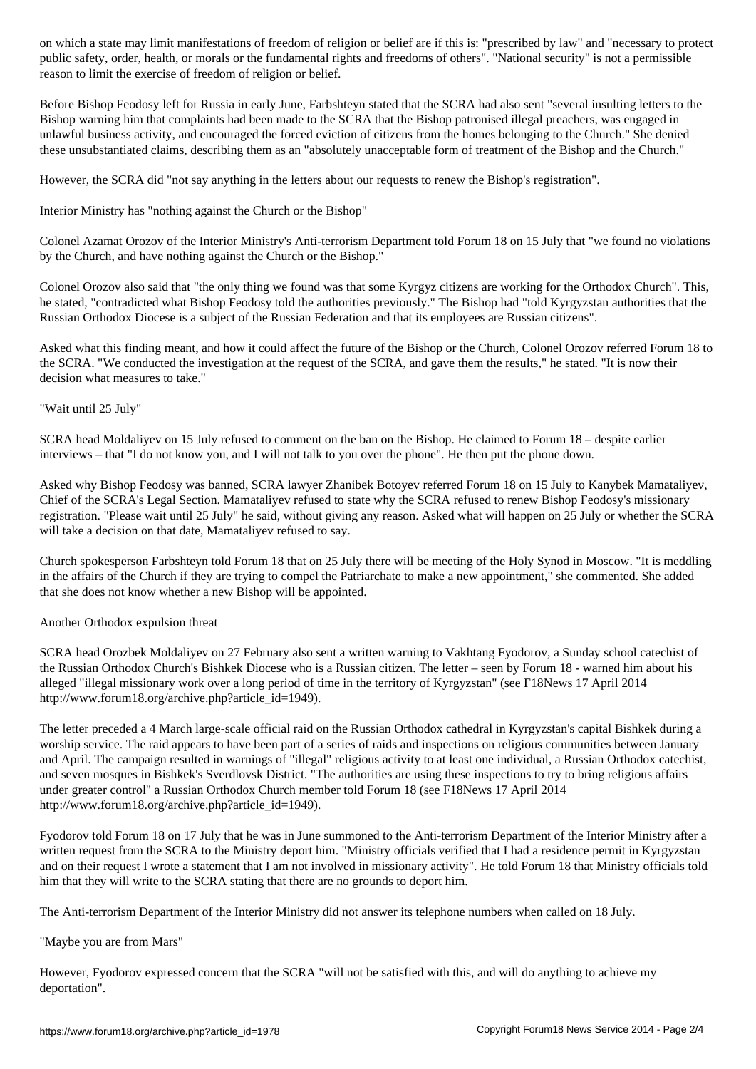on which a state may limit manifestations of freedom of religion or belief are if this is: "prescribed by law" and "necessary to protect public safety, order, health, or morals or the fundamental rights and freedoms of others". "National security" is not a permissible reason to limit the exercise of freedom of religion or belief.

Before Bishop Feodosy left for Russia in early June, Farbshteyn stated that the SCRA had also sent "several insulting letters to the Bishop warning him that complaints had been made to the SCRA that the Bishop patronised illegal preachers, was engaged in unlawful business activity, and encouraged the forced eviction of citizens from the homes belonging to the Church." She denied these unsubstantiated claims, describing them as an "absolutely unacceptable form of treatment of the Bishop and the Church."

However, the SCRA did "not say anything in the letters about our requests to renew the Bishop's registration".

## Interior Ministry has "nothing against the Church or the Bishop"

Colonel Azamat Orozov of the Interior Ministry's Anti-terrorism Department told Forum 18 on 15 July that "we found no violations by the Church, and have nothing against the Church or the Bishop."

Colonel Orozov also said that "the only thing we found was that some Kyrgyz citizens are working for the Orthodox Church". This, he stated, "contradicted what Bishop Feodosy told the authorities previously." The Bishop had "told Kyrgyzstan authorities that the Russian Orthodox Diocese is a subject of the Russian Federation and that its employees are Russian citizens".

Asked what this finding meant, and how it could affect the future of the Bishop or the Church, Colonel Orozov referred Forum 18 to the SCRA. "We conducted the investigation at the request of the SCRA, and gave them the results," he stated. "It is now their decision what measures to take."

## "Wait until 25 July"

SCRA head Moldaliyev on 15 July refused to comment on the ban on the Bishop. He claimed to Forum 18 – despite earlier interviews – that "I do not know you, and I will not talk to you over the phone". He then put the phone down.

Asked why Bishop Feodosy was banned, SCRA lawyer Zhanibek Botoyev referred Forum 18 on 15 July to Kanybek Mamataliyev, Chief of the SCRA's Legal Section. Mamataliyev refused to state why the SCRA refused to renew Bishop Feodosy's missionary registration. "Please wait until 25 July" he said, without giving any reason. Asked what will happen on 25 July or whether the SCRA will take a decision on that date, Mamataliyev refused to say.

Church spokesperson Farbshteyn told Forum 18 that on 25 July there will be meeting of the Holy Synod in Moscow. "It is meddling in the affairs of the Church if they are trying to compel the Patriarchate to make a new appointment," she commented. She added that she does not know whether a new Bishop will be appointed.

## Another Orthodox expulsion threat

SCRA head Orozbek Moldaliyev on 27 February also sent a written warning to Vakhtang Fyodorov, a Sunday school catechist of the Russian Orthodox Church's Bishkek Diocese who is a Russian citizen. The letter – seen by Forum 18 - warned him about his alleged "illegal missionary work over a long period of time in the territory of Kyrgyzstan" (see F18News 17 April 2014 http://www.forum18.org/archive.php?article_id=1949).

The letter preceded a 4 March large-scale official raid on the Russian Orthodox cathedral in Kyrgyzstan's capital Bishkek during a worship service. The raid appears to have been part of a series of raids and inspections on religious communities between January and April. The campaign resulted in warnings of "illegal" religious activity to at least one individual, a Russian Orthodox catechist, and seven mosques in Bishkek's Sverdlovsk District. "The authorities are using these inspections to try to bring religious affairs under greater control" a Russian Orthodox Church member told Forum 18 (see F18News 17 April 2014 http://www.forum18.org/archive.php?article_id=1949).

Fyodorov told Forum 18 on 17 July that he was in June summoned to the Anti-terrorism Department of the Interior Ministry after a written request from the SCRA to the Ministry deport him. "Ministry officials verified that I had a residence permit in Kyrgyzstan and on their request I wrote a statement that I am not involved in missionary activity". He told Forum 18 that Ministry officials told him that they will write to the SCRA stating that there are no grounds to deport him.

The Anti-terrorism Department of the Interior Ministry did not answer its telephone numbers when called on 18 July.

## "Maybe you are from Mars"

However, Fyodorov expressed concern that the SCRA "will not be satisfied with this, and will do anything to achieve my deportation".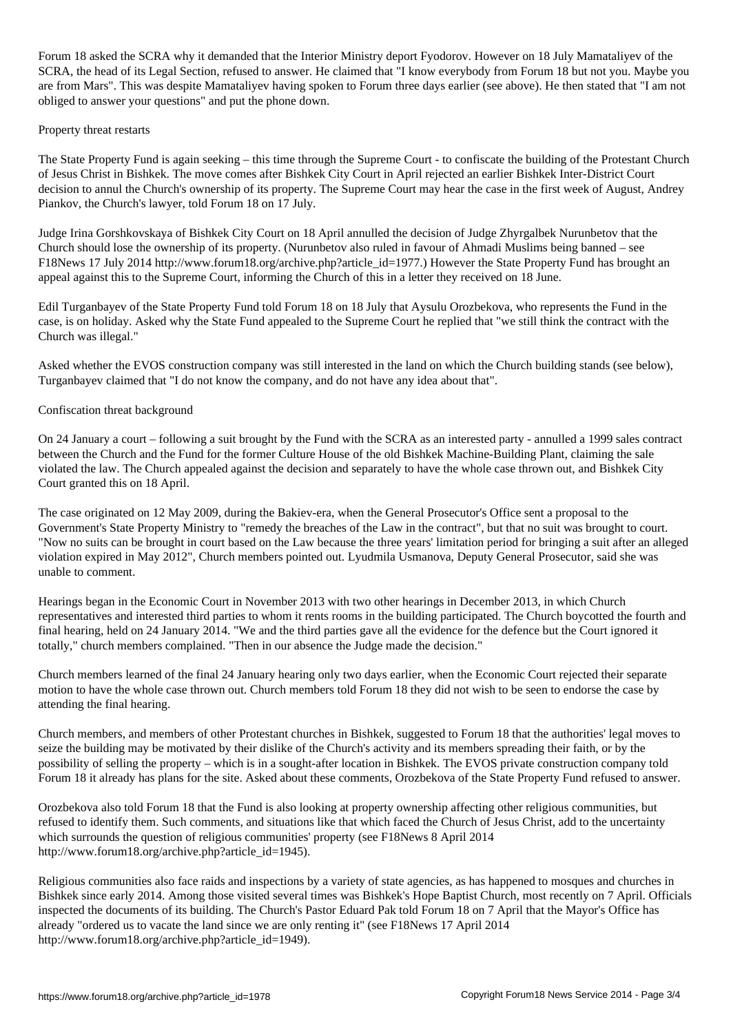Forum 18 asked the SCRA why it demanded that the Interior Ministry deport Fyodorov. However on 18 July Mamataliyev of the SCRA, the head of its Legal Section, refused to answer. He claimed that "I know everybody from Forum 18 but not you. Maybe you are from Mars". This was despite Mamataliyev having spoken to Forum three days earlier (see above). He then stated that "I am not obliged to answer your questions" and put the phone down.

## Property threat restarts

The State Property Fund is again seeking – this time through the Supreme Court - to confiscate the building of the Protestant Church of Jesus Christ in Bishkek. The move comes after Bishkek City Court in April rejected an earlier Bishkek Inter-District Court decision to annul the Church's ownership of its property. The Supreme Court may hear the case in the first week of August, Andrey Piankov, the Church's lawyer, told Forum 18 on 17 July.

Judge Irina Gorshkovskaya of Bishkek City Court on 18 April annulled the decision of Judge Zhyrgalbek Nurunbetov that the Church should lose the ownership of its property. (Nurunbetov also ruled in favour of Ahmadi Muslims being banned – see F18News 17 July 2014 http://www.forum18.org/archive.php?article_id=1977.) However the State Property Fund has brought an appeal against this to the Supreme Court, informing the Church of this in a letter they received on 18 June.

Edil Turganbayev of the State Property Fund told Forum 18 on 18 July that Aysulu Orozbekova, who represents the Fund in the case, is on holiday. Asked why the State Fund appealed to the Supreme Court he replied that "we still think the contract with the Church was illegal."

Asked whether the EVOS construction company was still interested in the land on which the Church building stands (see below), Turganbayev claimed that "I do not know the company, and do not have any idea about that".

## Confiscation threat background

On 24 January a court – following a suit brought by the Fund with the SCRA as an interested party - annulled a 1999 sales contract between the Church and the Fund for the former Culture House of the old Bishkek Machine-Building Plant, claiming the sale violated the law. The Church appealed against the decision and separately to have the whole case thrown out, and Bishkek City Court granted this on 18 April.

The case originated on 12 May 2009, during the Bakiev-era, when the General Prosecutor's Office sent a proposal to the Government's State Property Ministry to "remedy the breaches of the Law in the contract", but that no suit was brought to court. "Now no suits can be brought in court based on the Law because the three years' limitation period for bringing a suit after an alleged violation expired in May 2012", Church members pointed out. Lyudmila Usmanova, Deputy General Prosecutor, said she was unable to comment.

Hearings began in the Economic Court in November 2013 with two other hearings in December 2013, in which Church representatives and interested third parties to whom it rents rooms in the building participated. The Church boycotted the fourth and final hearing, held on 24 January 2014. "We and the third parties gave all the evidence for the defence but the Court ignored it totally," church members complained. "Then in our absence the Judge made the decision."

Church members learned of the final 24 January hearing only two days earlier, when the Economic Court rejected their separate motion to have the whole case thrown out. Church members told Forum 18 they did not wish to be seen to endorse the case by attending the final hearing.

Church members, and members of other Protestant churches in Bishkek, suggested to Forum 18 that the authorities' legal moves to seize the building may be motivated by their dislike of the Church's activity and its members spreading their faith, or by the possibility of selling the property – which is in a sought-after location in Bishkek. The EVOS private construction company told Forum 18 it already has plans for the site. Asked about these comments, Orozbekova of the State Property Fund refused to answer.

Orozbekova also told Forum 18 that the Fund is also looking at property ownership affecting other religious communities, but refused to identify them. Such comments, and situations like that which faced the Church of Jesus Christ, add to the uncertainty which surrounds the question of religious communities' property (see F18News 8 April 2014 http://www.forum18.org/archive.php?article_id=1945).

Religious communities also face raids and inspections by a variety of state agencies, as has happened to mosques and churches in Bishkek since early 2014. Among those visited several times was Bishkek's Hope Baptist Church, most recently on 7 April. Officials inspected the documents of its building. The Church's Pastor Eduard Pak told Forum 18 on 7 April that the Mayor's Office has already "ordered us to vacate the land since we are only renting it" (see F18News 17 April 2014 http://www.forum18.org/archive.php?article_id=1949).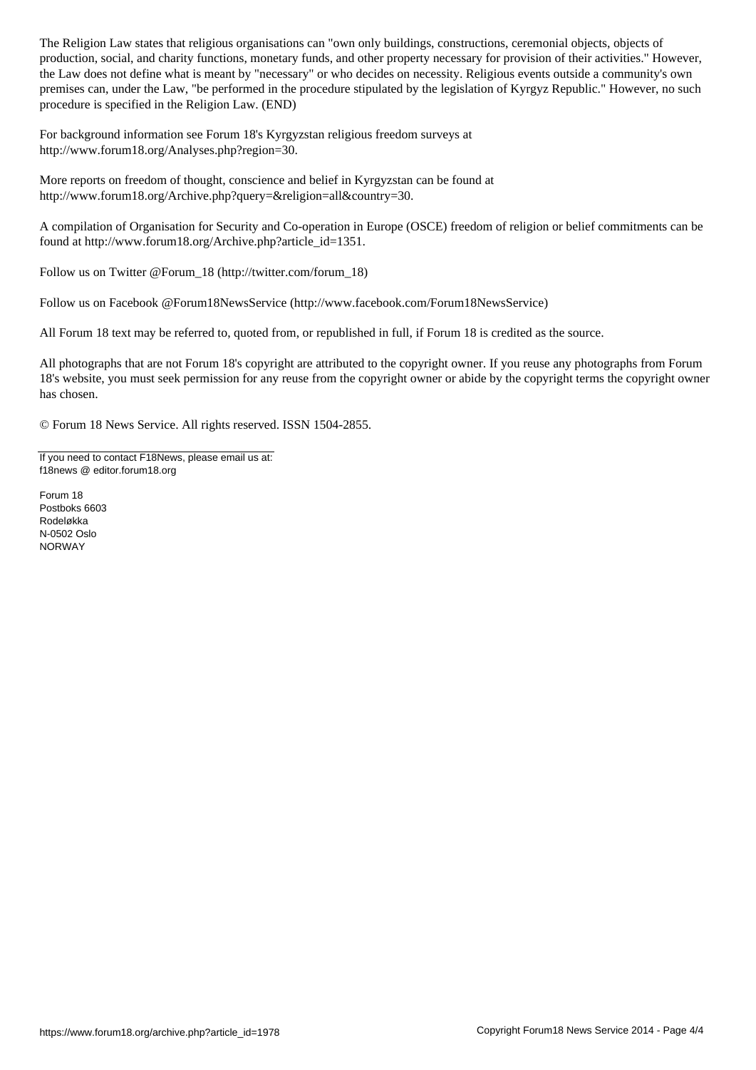The Religion Law states that religious organisations can "own only buildings, constructions, ceremonial objects, objects of production, social, and charity functions, monetary funds, and other property necessary for provision of their activities." However, the Law does not define what is meant by "necessary" or who decides on necessity. Religious events outside a community's own premises can, under the Law, "be performed in the procedure stipulated by the legislation of Kyrgyz Republic." However, no such procedure is specified in the Religion Law. (END)

For background information see Forum 18's Kyrgyzstan religious freedom surveys at http://www.forum18.org/Analyses.php?region=30.

More reports on freedom of thought, conscience and belief in Kyrgyzstan can be found at http://www.forum18.org/Archive.php?query=&religion=all&country=30.

A compilation of Organisation for Security and Co-operation in Europe (OSCE) freedom of religion or belief commitments can be found at http://www.forum18.org/Archive.php?article_id=1351.

Follow us on Twitter @Forum_18 (http://twitter.com/forum_18)

Follow us on Facebook @Forum18NewsService (http://www.facebook.com/Forum18NewsService)

All Forum 18 text may be referred to, quoted from, or republished in full, if Forum 18 is credited as the source.

All photographs that are not Forum 18's copyright are attributed to the copyright owner. If you reuse any photographs from Forum 18's website, you must seek permission for any reuse from the copyright owner or abide by the copyright terms the copyright owner has chosen.

© Forum 18 News Service. All rights reserved. ISSN 1504-2855.

If you need to contact F18News, please email us at:
f18news @ editor.forum18.org

Forum 18
Postboks 6603
Rodeløkka
N-0502 Oslo
NORWAY